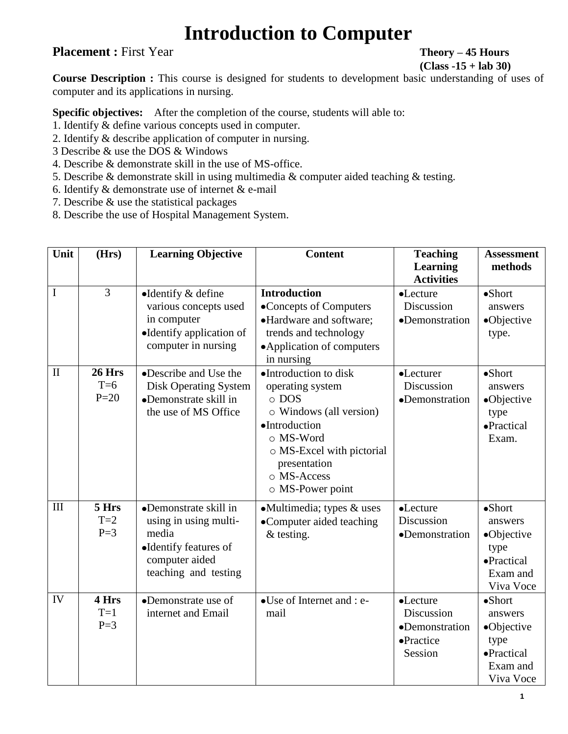# Introduction to Computer

**Placement :** First Year **Theory – 45 Hours (Class -15 + lab 30)**

**Course Description :** This course is designed for students to development basic understanding of uses of computer and its applications in nursing.

**Specific objectives:** After the completion of the course, students will able to:

1. Identify & define various concepts used in computer.
2. Identify & describe application of computer in nursing.
3 Describe & use the DOS & Windows
4. Describe & demonstrate skill in the use of MS-office.
5. Describe & demonstrate skill in using multimedia & computer aided teaching & testing.
6. Identify & demonstrate use of internet & e-mail
7. Describe & use the statistical packages
8. Describe the use of Hospital Management System.

| Unit | (Hrs) | Learning Objective | Content | Teaching Learning Activities | Assessment methods |
|---|---|---|---|---|---|
| I | 3 | • Identify & define various concepts used in computer<br>• Identify application of computer in nursing | **Introduction**<br>• Concepts of Computers<br>• Hardware and software; trends and technology<br>• Application of computers in nursing | • Lecture Discussion<br>• Demonstration | • Short answers<br>• Objective type. |
| II | **26 Hrs**<br>T=6<br>P=20 | • Describe and Use the Disk Operating System<br>• Demonstrate skill in the use of MS Office | • Introduction to disk operating system<br>○ DOS<br>○ Windows (all version)<br>• Introduction<br>○ MS-Word<br>○ MS-Excel with pictorial presentation<br>○ MS-Access<br>○ MS-Power point | • Lecturer Discussion<br>• Demonstration | • Short answers<br>• Objective type<br>• Practical Exam. |
| III | **5 Hrs**<br>T=2<br>P=3 | • Demonstrate skill in using in using multi-media<br>• Identify features of computer aided teaching and testing | • Multimedia; types & uses<br>• Computer aided teaching & testing. | • Lecture Discussion<br>• Demonstration | • Short answers<br>• Objective type<br>• Practical Exam and Viva Voce |
| IV | **4 Hrs**<br>T=1<br>P=3 | • Demonstrate use of internet and Email | • Use of Internet and : e-mail | • Lecture Discussion<br>• Demonstration<br>• Practice Session | • Short answers<br>• Objective type<br>• Practical Exam and Viva Voce |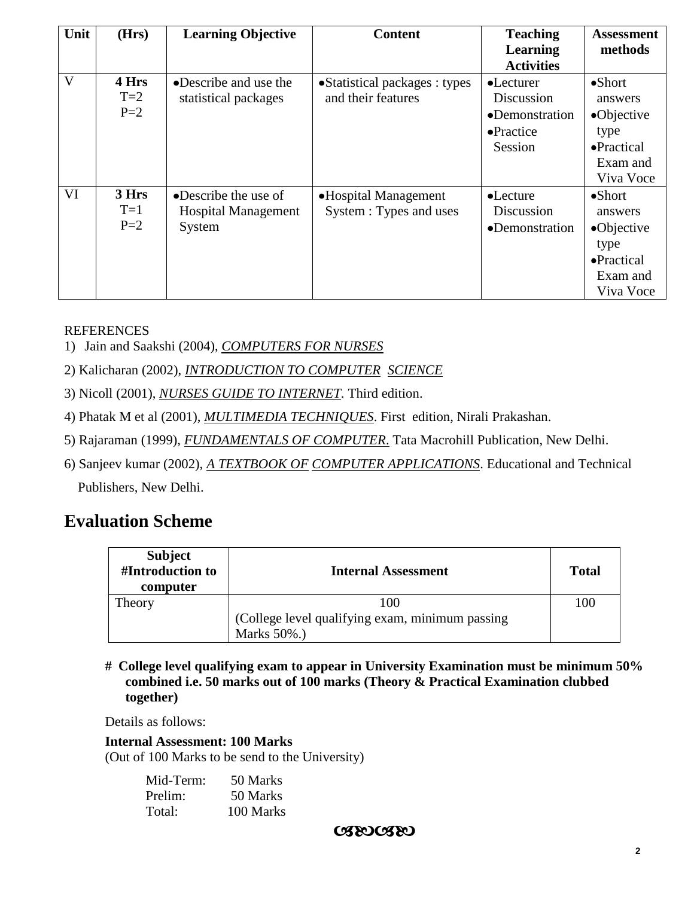| Unit | (Hrs) | Learning Objective | Content | Teaching Learning Activities | Assessment methods |
|---|---|---|---|---|---|
| V | **4 Hrs** T=2 P=2 | •Describe and use the statistical packages | •Statistical packages : types and their features | •Lecturer Discussion •Demonstration •Practice Session | •Short answers •Objective type •Practical Exam and Viva Voce |
| VI | **3 Hrs** T=1 P=2 | •Describe the use of Hospital Management System | •Hospital Management System : Types and uses | •Lecture Discussion •Demonstration | •Short answers •Objective type •Practical Exam and Viva Voce |

REFERENCES

1) Jain and Saakshi (2004), *COMPUTERS FOR NURSES*
2) Kalicharan (2002), *INTRODUCTION TO COMPUTER SCIENCE*
3) Nicoll (2001), *NURSES GUIDE TO INTERNET*. Third edition.
4) Phatak M et al (2001), *MULTIMEDIA TECHNIQUES*. First edition, Nirali Prakashan.
5) Rajaraman (1999), *FUNDAMENTALS OF COMPUTER*. Tata Macrohill Publication, New Delhi.
6) Sanjeev kumar (2002), *A TEXTBOOK OF COMPUTER APPLICATIONS*. Educational and Technical Publishers, New Delhi.

## Evaluation Scheme

| Subject #Introduction to computer | Internal Assessment | Total |
|---|---|---|
| Theory | 100 (College level qualifying exam, minimum passing Marks 50%.) | 100 |

**# College level qualifying exam to appear in University Examination must be minimum 50% combined i.e. 50 marks out of 100 marks (Theory & Practical Examination clubbed together)**

Details as follows:

**Internal Assessment: 100 Marks**
(Out of 100 Marks to be send to the University)

Mid-Term: 50 Marks
Prelim: 50 Marks
Total: 100 Marks